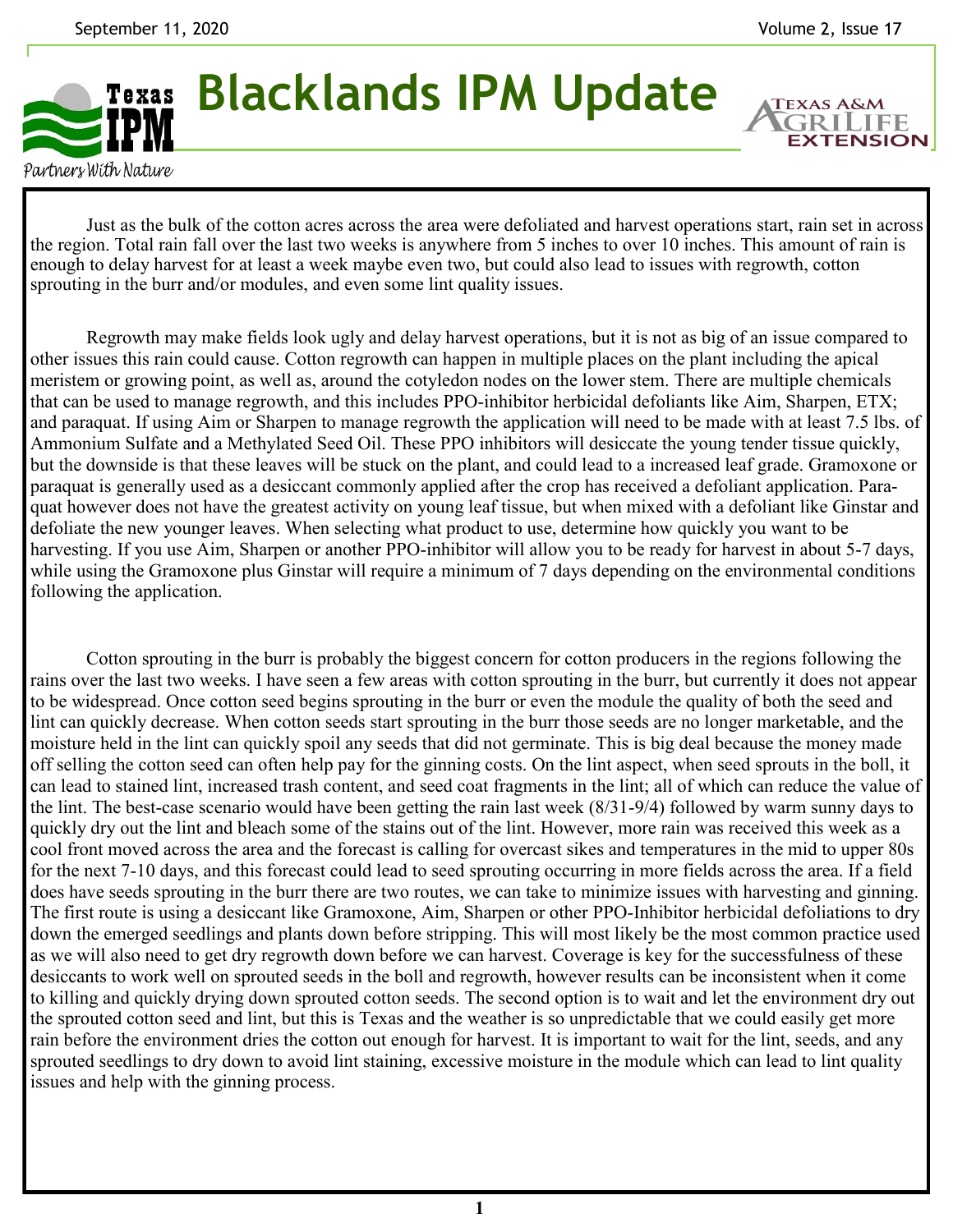# Blacklands IPM Update

Just as the bulk of the cotton acres across the area were defoliated and harvest operations start, rain set in across the region. Total rain fall over the last two weeks is anywhere from 5 inches to over 10 inches. This amount of rain is enough to delay harvest for at least a week maybe even two, but could also lead to issues with regrowth, cotton sprouting in the burr and/or modules, and even some lint quality issues.

Regrowth may make fields look ugly and delay harvest operations, but it is not as big of an issue compared to other issues this rain could cause. Cotton regrowth can happen in multiple places on the plant including the apical meristem or growing point, as well as, around the cotyledon nodes on the lower stem. There are multiple chemicals that can be used to manage regrowth, and this includes PPO-inhibitor herbicidal defoliants like Aim, Sharpen, ETX; and paraquat. If using Aim or Sharpen to manage regrowth the application will need to be made with at least 7.5 lbs. of Ammonium Sulfate and a Methylated Seed Oil. These PPO inhibitors will desiccate the young tender tissue quickly, but the downside is that these leaves will be stuck on the plant, and could lead to a increased leaf grade. Gramoxone or paraquat is generally used as a desiccant commonly applied after the crop has received a defoliant application. Paraquat however does not have the greatest activity on young leaf tissue, but when mixed with a defoliant like Ginstar and defoliate the new younger leaves. When selecting what product to use, determine how quickly you want to be harvesting. If you use Aim, Sharpen or another PPO-inhibitor will allow you to be ready for harvest in about 5-7 days, while using the Gramoxone plus Ginstar will require a minimum of 7 days depending on the environmental conditions following the application.

Cotton sprouting in the burr is probably the biggest concern for cotton producers in the regions following the rains over the last two weeks. I have seen a few areas with cotton sprouting in the burr, but currently it does not appear to be widespread. Once cotton seed begins sprouting in the burr or even the module the quality of both the seed and lint can quickly decrease. When cotton seeds start sprouting in the burr those seeds are no longer marketable, and the moisture held in the lint can quickly spoil any seeds that did not germinate. This is big deal because the money made off selling the cotton seed can often help pay for the ginning costs. On the lint aspect, when seed sprouts in the boll, it can lead to stained lint, increased trash content, and seed coat fragments in the lint; all of which can reduce the value of the lint. The best-case scenario would have been getting the rain last week (8/31-9/4) followed by warm sunny days to quickly dry out the lint and bleach some of the stains out of the lint. However, more rain was received this week as a cool front moved across the area and the forecast is calling for overcast sikes and temperatures in the mid to upper 80s for the next 7-10 days, and this forecast could lead to seed sprouting occurring in more fields across the area. If a field does have seeds sprouting in the burr there are two routes, we can take to minimize issues with harvesting and ginning. The first route is using a desiccant like Gramoxone, Aim, Sharpen or other PPO-Inhibitor herbicidal defoliations to dry down the emerged seedlings and plants down before stripping. This will most likely be the most common practice used as we will also need to get dry regrowth down before we can harvest. Coverage is key for the successfulness of these desiccants to work well on sprouted seeds in the boll and regrowth, however results can be inconsistent when it come to killing and quickly drying down sprouted cotton seeds. The second option is to wait and let the environment dry out the sprouted cotton seed and lint, but this is Texas and the weather is so unpredictable that we could easily get more rain before the environment dries the cotton out enough for harvest. It is important to wait for the lint, seeds, and any sprouted seedlings to dry down to avoid lint staining, excessive moisture in the module which can lead to lint quality issues and help with the ginning process.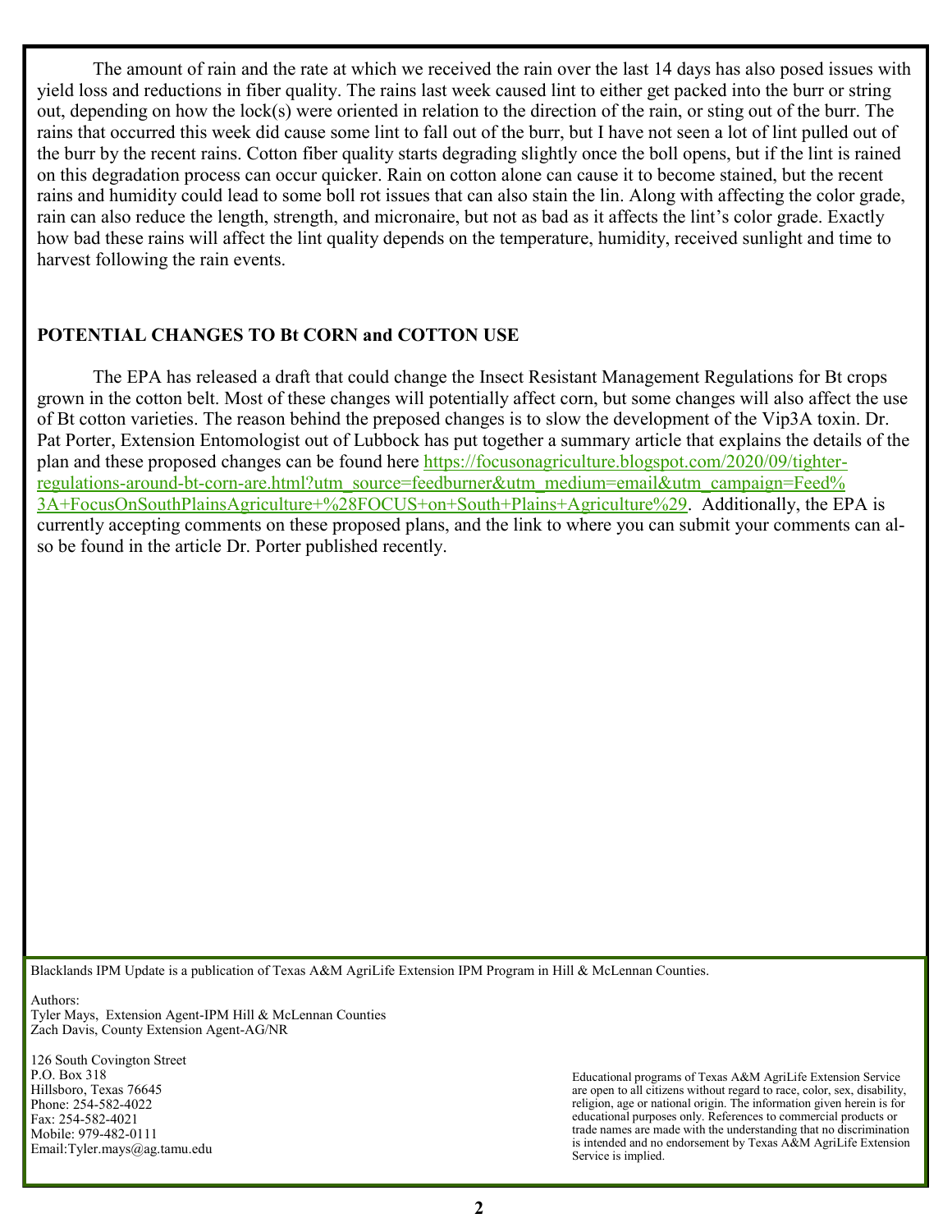The amount of rain and the rate at which we received the rain over the last 14 days has also posed issues with yield loss and reductions in fiber quality. The rains last week caused lint to either get packed into the burr or string out, depending on how the lock(s) were oriented in relation to the direction of the rain, or sting out of the burr. The rains that occurred this week did cause some lint to fall out of the burr, but I have not seen a lot of lint pulled out of the burr by the recent rains. Cotton fiber quality starts degrading slightly once the boll opens, but if the lint is rained on this degradation process can occur quicker. Rain on cotton alone can cause it to become stained, but the recent rains and humidity could lead to some boll rot issues that can also stain the lin. Along with affecting the color grade, rain can also reduce the length, strength, and micronaire, but not as bad as it affects the lint's color grade. Exactly how bad these rains will affect the lint quality depends on the temperature, humidity, received sunlight and time to harvest following the rain events.

## POTENTIAL CHANGES TO Bt CORN and COTTON USE

The EPA has released a draft that could change the Insect Resistant Management Regulations for Bt crops grown in the cotton belt. Most of these changes will potentially affect corn, but some changes will also affect the use of Bt cotton varieties. The reason behind the preposed changes is to slow the development of the Vip3A toxin. Dr. Pat Porter, Extension Entomologist out of Lubbock has put together a summary article that explains the details of the plan and these proposed changes can be found here https://focusonagriculture.blogspot.com/2020/09/tighter-regulations-around-bt-corn-are.html?utm_source=feedburner&utm_medium=email&utm_campaign=Feed%3A+FocusOnSouthPlainsAgriculture+%28FOCUS+on+South+Plains+Agriculture%29. Additionally, the EPA is currently accepting comments on these proposed plans, and the link to where you can submit your comments can also be found in the article Dr. Porter published recently.

Blacklands IPM Update is a publication of Texas A&M AgriLife Extension IPM Program in Hill & McLennan Counties.

Authors:
Tyler Mays, Extension Agent-IPM Hill & McLennan Counties
Zach Davis, County Extension Agent-AG/NR

126 South Covington Street
P.O. Box 318
Hillsboro, Texas 76645
Phone: 254-582-4022
Fax: 254-582-4021
Mobile: 979-482-0111
Email:Tyler.mays@ag.tamu.edu

Educational programs of Texas A&M AgriLife Extension Service are open to all citizens without regard to race, color, sex, disability, religion, age or national origin. The information given herein is for educational purposes only. References to commercial products or trade names are made with the understanding that no discrimination is intended and no endorsement by Texas A&M AgriLife Extension Service is implied.